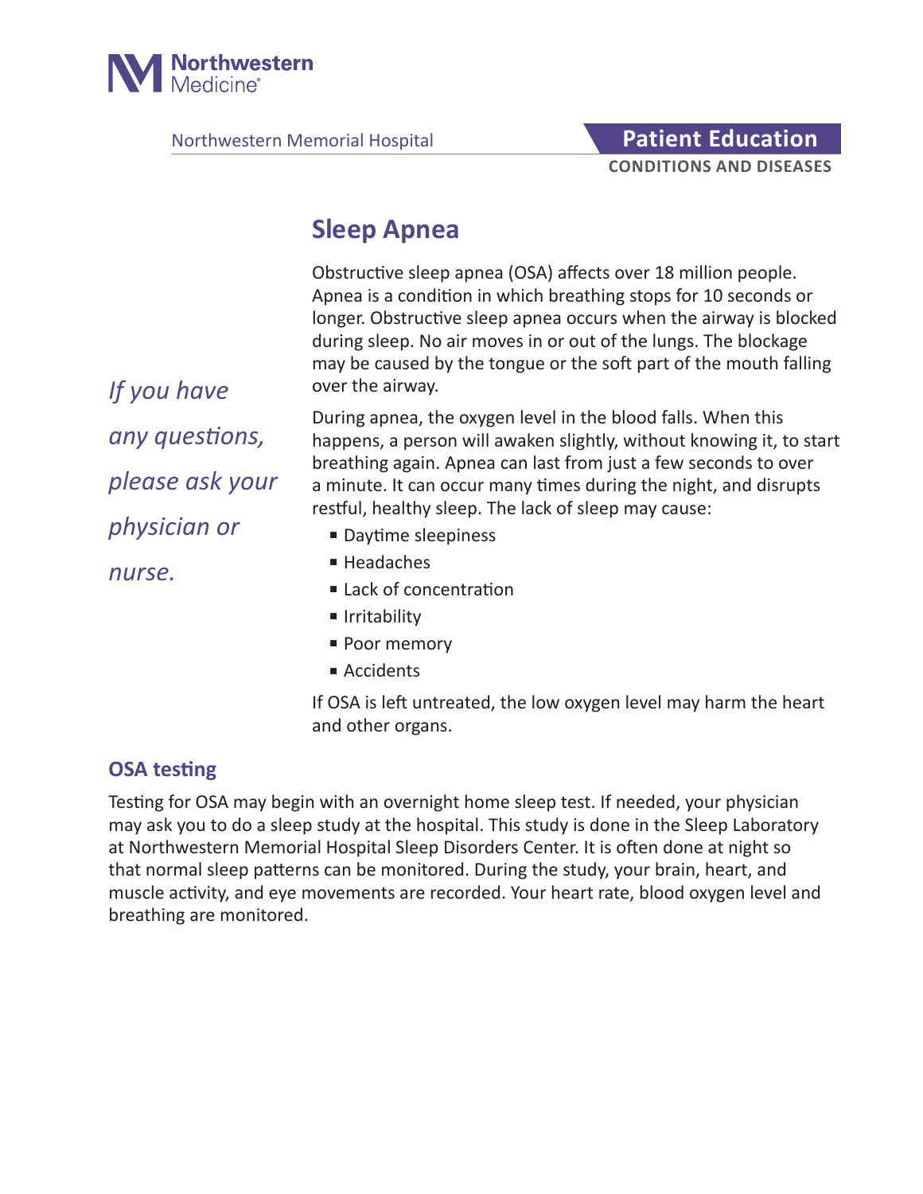Northwestern Medicine

Northwestern Memorial Hospital

**Patient Education**

**CONDITIONS AND DISEASES**

# Sleep Apnea

*If you have any questions, please ask your physician or nurse.*

Obstructive sleep apnea (OSA) affects over 18 million people. Apnea is a condition in which breathing stops for 10 seconds or longer. Obstructive sleep apnea occurs when the airway is blocked during sleep. No air moves in or out of the lungs. The blockage may be caused by the tongue or the soft part of the mouth falling over the airway.

During apnea, the oxygen level in the blood falls. When this happens, a person will awaken slightly, without knowing it, to start breathing again. Apnea can last from just a few seconds to over a minute. It can occur many times during the night, and disrupts restful, healthy sleep. The lack of sleep may cause:

- Daytime sleepiness
- Headaches
- Lack of concentration
- Irritability
- Poor memory
- Accidents

If OSA is left untreated, the low oxygen level may harm the heart and other organs.

## OSA testing

Testing for OSA may begin with an overnight home sleep test. If needed, your physician may ask you to do a sleep study at the hospital. This study is done in the Sleep Laboratory at Northwestern Memorial Hospital Sleep Disorders Center. It is often done at night so that normal sleep patterns can be monitored. During the study, your brain, heart, and muscle activity, and eye movements are recorded. Your heart rate, blood oxygen level and breathing are monitored.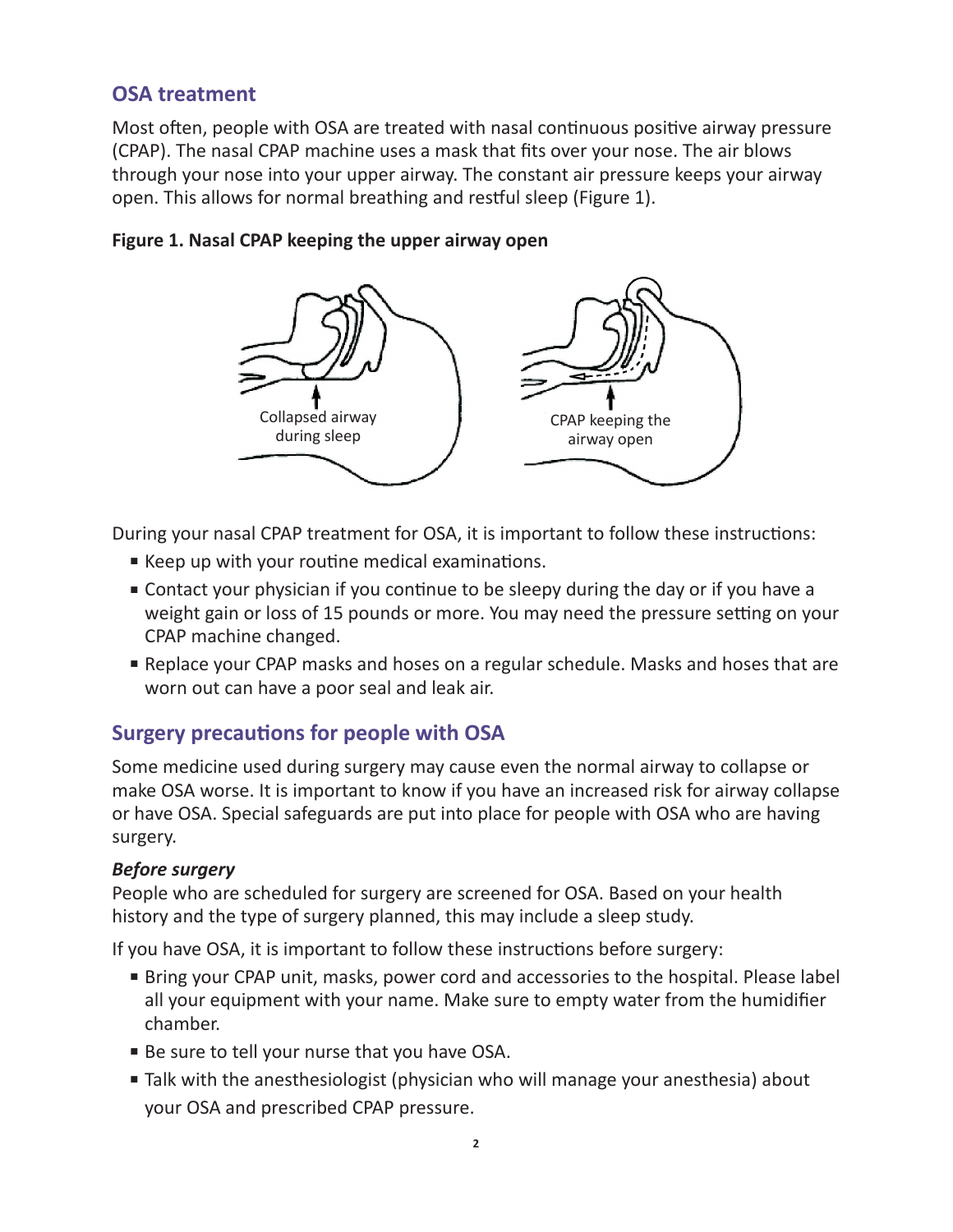## OSA treatment

Most often, people with OSA are treated with nasal continuous positive airway pressure (CPAP). The nasal CPAP machine uses a mask that fits over your nose. The air blows through your nose into your upper airway. The constant air pressure keeps your airway open. This allows for normal breathing and restful sleep (Figure 1).

**Figure 1. Nasal CPAP keeping the upper airway open**

Collapsed airway during sleep

CPAP keeping the airway open

During your nasal CPAP treatment for OSA, it is important to follow these instructions:

- Keep up with your routine medical examinations.
- Contact your physician if you continue to be sleepy during the day or if you have a weight gain or loss of 15 pounds or more. You may need the pressure setting on your CPAP machine changed.
- Replace your CPAP masks and hoses on a regular schedule. Masks and hoses that are worn out can have a poor seal and leak air.

## Surgery precautions for people with OSA

Some medicine used during surgery may cause even the normal airway to collapse or make OSA worse. It is important to know if you have an increased risk for airway collapse or have OSA. Special safeguards are put into place for people with OSA who are having surgery.

### *Before surgery*

People who are scheduled for surgery are screened for OSA. Based on your health history and the type of surgery planned, this may include a sleep study.

If you have OSA, it is important to follow these instructions before surgery:

- Bring your CPAP unit, masks, power cord and accessories to the hospital. Please label all your equipment with your name. Make sure to empty water from the humidifier chamber.
- Be sure to tell your nurse that you have OSA.
- Talk with the anesthesiologist (physician who will manage your anesthesia) about your OSA and prescribed CPAP pressure.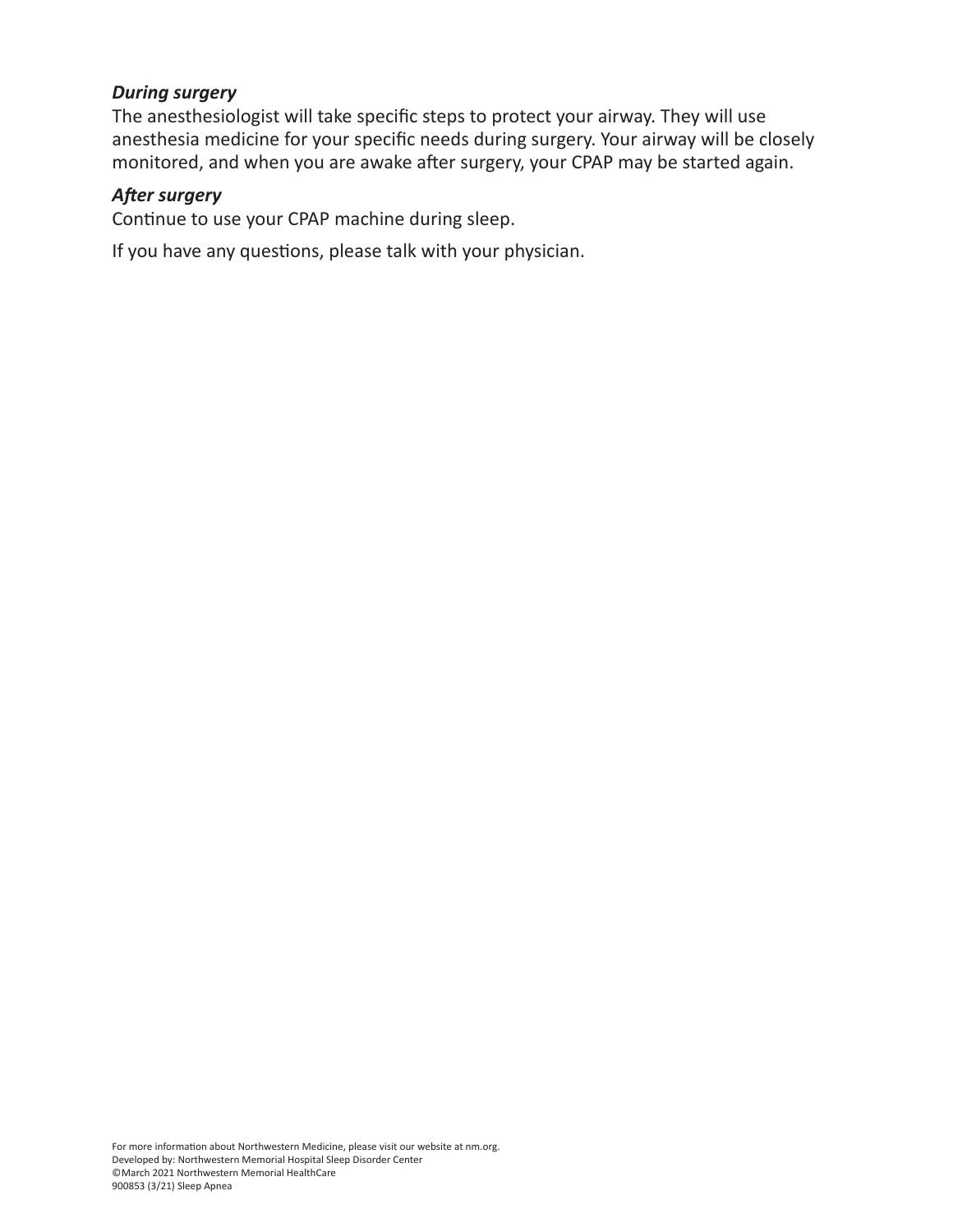***During surgery***

The anesthesiologist will take specific steps to protect your airway. They will use anesthesia medicine for your specific needs during surgery. Your airway will be closely monitored, and when you are awake after surgery, your CPAP may be started again.

***After surgery***

Continue to use your CPAP machine during sleep.

If you have any questions, please talk with your physician.

For more information about Northwestern Medicine, please visit our website at nm.org.
Developed by: Northwestern Memorial Hospital Sleep Disorder Center
©March 2021 Northwestern Memorial HealthCare
900853 (3/21) Sleep Apnea